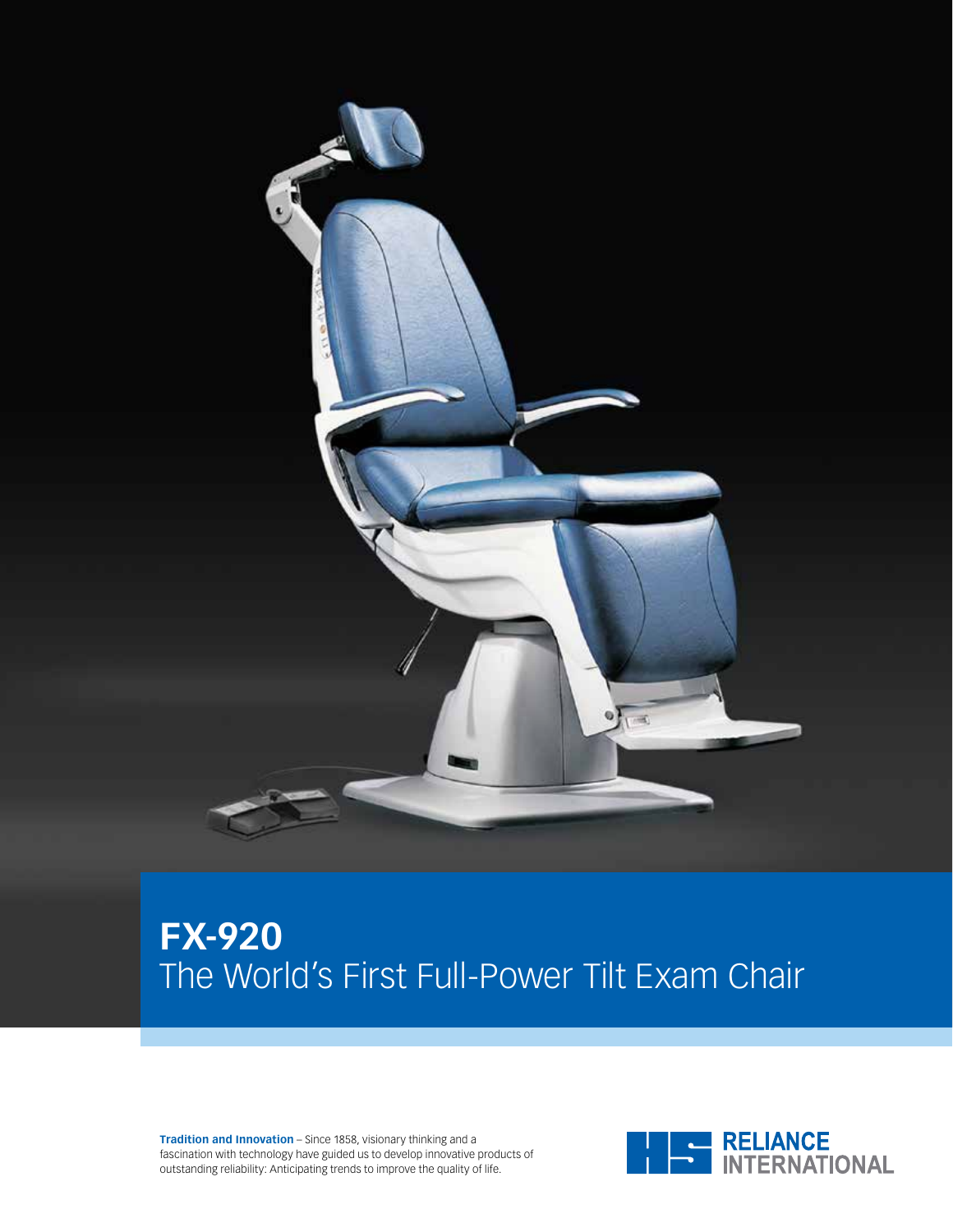# FX-920

## The World's First Full-Power Tilt Exam Chair

**Tradition and Innovation** – Since 1858, visionary thinking and a fascination with technology have guided us to develop innovative products of outstanding reliability: Anticipating trends to improve the quality of life.

RELIANCE INTERNATIONAL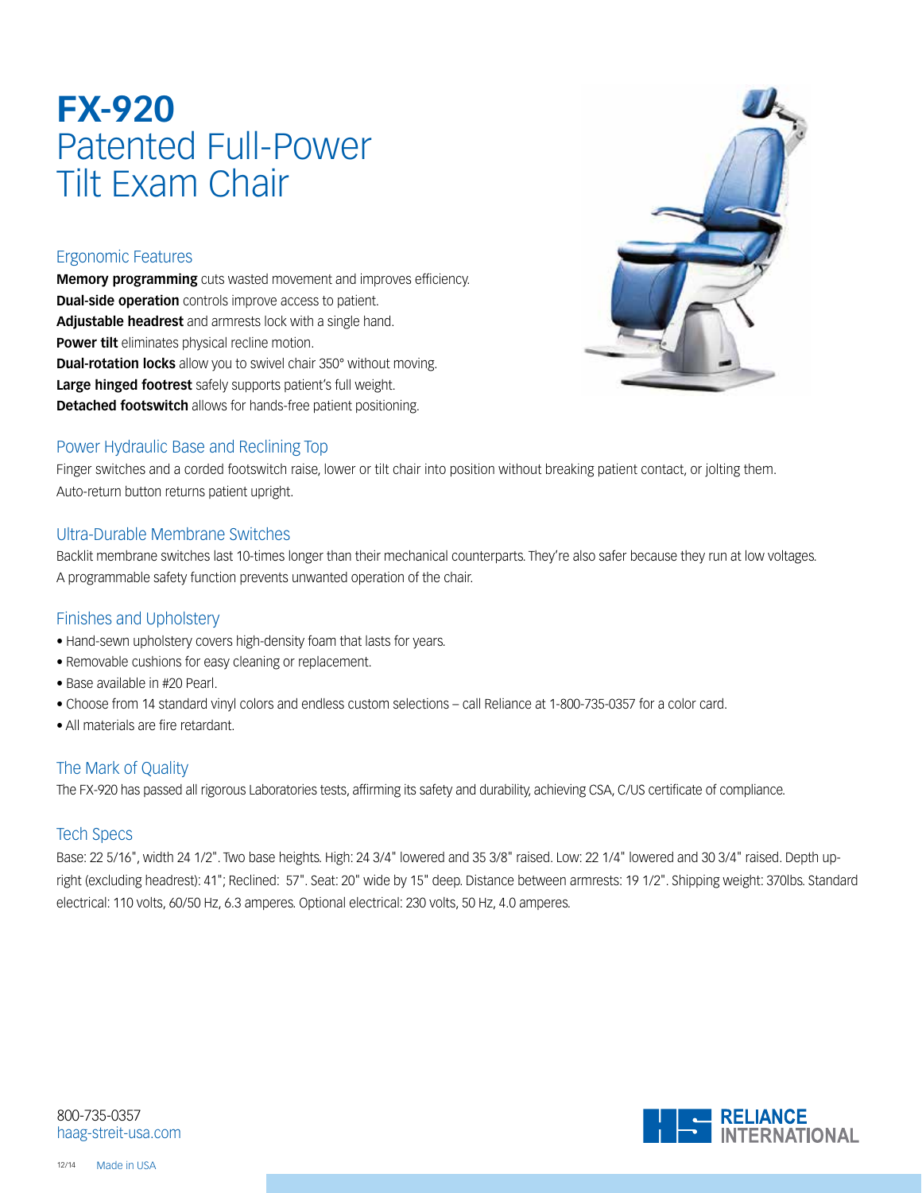# FX-920
## Patented Full-Power Tilt Exam Chair

### Ergonomic Features

**Memory programming** cuts wasted movement and improves efficiency.
**Dual-side operation** controls improve access to patient.
**Adjustable headrest** and armrests lock with a single hand.
**Power tilt** eliminates physical recline motion.
**Dual-rotation locks** allow you to swivel chair 350° without moving.
**Large hinged footrest** safely supports patient's full weight.
**Detached footswitch** allows for hands-free patient positioning.

### Power Hydraulic Base and Reclining Top

Finger switches and a corded footswitch raise, lower or tilt chair into position without breaking patient contact, or jolting them. Auto-return button returns patient upright.

### Ultra-Durable Membrane Switches

Backlit membrane switches last 10-times longer than their mechanical counterparts. They're also safer because they run at low voltages. A programmable safety function prevents unwanted operation of the chair.

### Finishes and Upholstery

- Hand-sewn upholstery covers high-density foam that lasts for years.
- Removable cushions for easy cleaning or replacement.
- Base available in #20 Pearl.
- Choose from 14 standard vinyl colors and endless custom selections – call Reliance at 1-800-735-0357 for a color card.
- All materials are fire retardant.

### The Mark of Quality

The FX-920 has passed all rigorous Laboratories tests, affirming its safety and durability, achieving CSA, C/US certificate of compliance.

### Tech Specs

Base: 22 5/16", width 24 1/2". Two base heights. High: 24 3/4" lowered and 35 3/8" raised. Low: 22 1/4" lowered and 30 3/4" raised. Depth upright (excluding headrest): 41"; Reclined: 57". Seat: 20" wide by 15" deep. Distance between armrests: 19 1/2". Shipping weight: 370lbs. Standard electrical: 110 volts, 60/50 Hz, 6.3 amperes. Optional electrical: 230 volts, 50 Hz, 4.0 amperes.

800-735-0357
haag-streit-usa.com

RELIANCE INTERNATIONAL

12/14 Made in USA